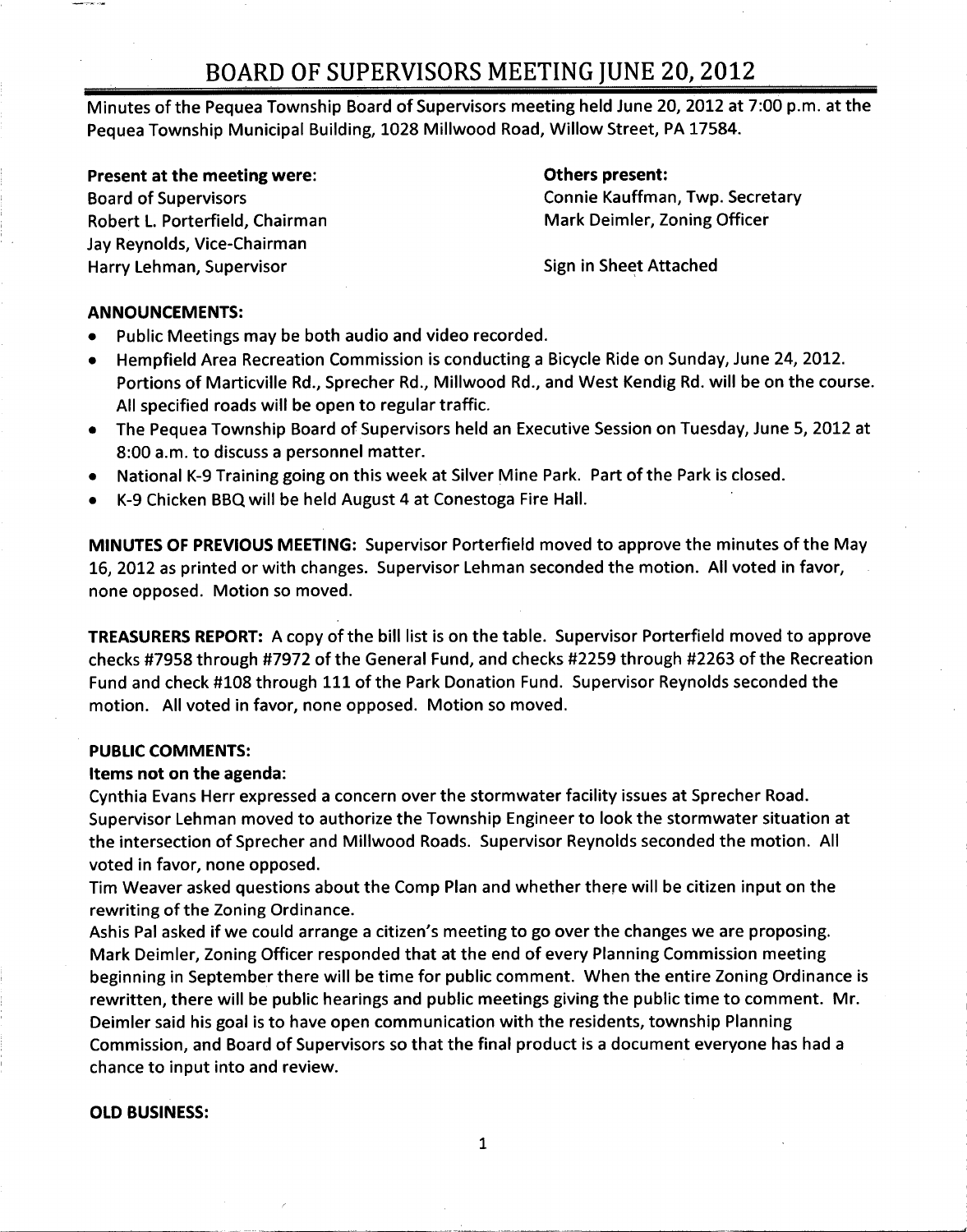# BOARD OF SUPERVISORS MEETING JUNE 20, 2012

Minutes of the Pequea Township Board of Supervisors meeting held June 20, 2012 at 7:00 p.m. at the Pequea Township Municipal Building, 1028 Millwood Road, Willow Street, PA 17584.

**Present at the meeting were:**
Board of Supervisors
Robert L. Porterfield, Chairman
Jay Reynolds, Vice-Chairman
Harry Lehman, Supervisor

**Others present:**
Connie Kauffman, Twp. Secretary
Mark Deimler, Zoning Officer

Sign in Sheet Attached

**ANNOUNCEMENTS:**

- Public Meetings may be both audio and video recorded.
- Hempfield Area Recreation Commission is conducting a Bicycle Ride on Sunday, June 24, 2012. Portions of Marticville Rd., Sprecher Rd., Millwood Rd., and West Kendig Rd. will be on the course. All specified roads will be open to regular traffic.
- The Pequea Township Board of Supervisors held an Executive Session on Tuesday, June 5, 2012 at 8:00 a.m. to discuss a personnel matter.
- National K-9 Training going on this week at Silver Mine Park. Part of the Park is closed.
- K-9 Chicken BBQ will be held August 4 at Conestoga Fire Hall.

**MINUTES OF PREVIOUS MEETING:** Supervisor Porterfield moved to approve the minutes of the May 16, 2012 as printed or with changes. Supervisor Lehman seconded the motion. All voted in favor, none opposed. Motion so moved.

**TREASURERS REPORT:** A copy of the bill list is on the table. Supervisor Porterfield moved to approve checks #7958 through #7972 of the General Fund, and checks #2259 through #2263 of the Recreation Fund and check #108 through 111 of the Park Donation Fund. Supervisor Reynolds seconded the motion. All voted in favor, none opposed. Motion so moved.

**PUBLIC COMMENTS:**

**Items not on the agenda:**

Cynthia Evans Herr expressed a concern over the stormwater facility issues at Sprecher Road. Supervisor Lehman moved to authorize the Township Engineer to look the stormwater situation at the intersection of Sprecher and Millwood Roads. Supervisor Reynolds seconded the motion. All voted in favor, none opposed.

Tim Weaver asked questions about the Comp Plan and whether there will be citizen input on the rewriting of the Zoning Ordinance.

Ashis Pal asked if we could arrange a citizen's meeting to go over the changes we are proposing. Mark Deimler, Zoning Officer responded that at the end of every Planning Commission meeting beginning in September there will be time for public comment. When the entire Zoning Ordinance is rewritten, there will be public hearings and public meetings giving the public time to comment. Mr. Deimler said his goal is to have open communication with the residents, township Planning Commission, and Board of Supervisors so that the final product is a document everyone has had a chance to input into and review.

**OLD BUSINESS:**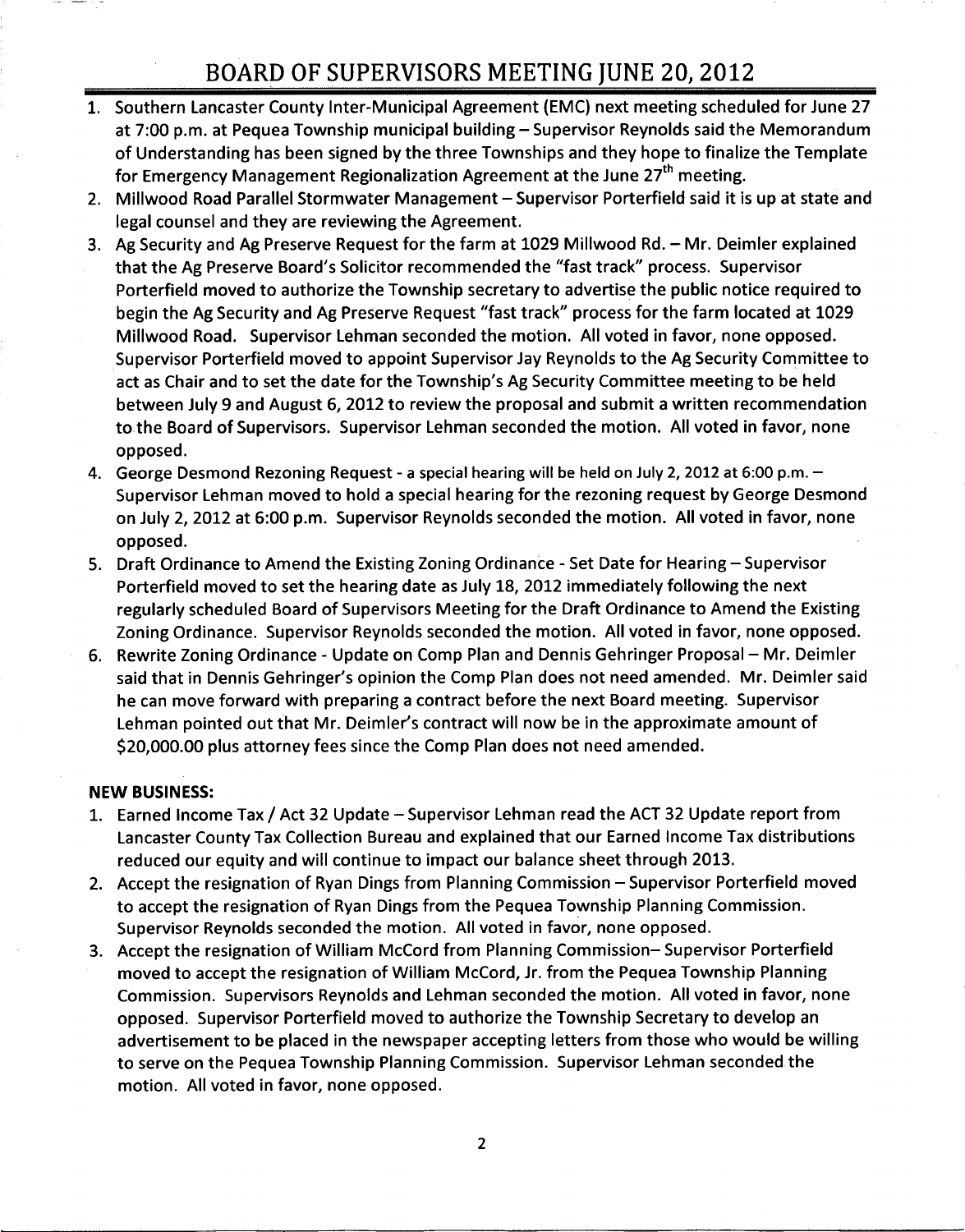# BOARD OF SUPERVISORS MEETING JUNE 20, 2012

1. Southern Lancaster County Inter-Municipal Agreement (EMC) next meeting scheduled for June 27 at 7:00 p.m. at Pequea Township municipal building – Supervisor Reynolds said the Memorandum of Understanding has been signed by the three Townships and they hope to finalize the Template for Emergency Management Regionalization Agreement at the June 27th meeting.
2. Millwood Road Parallel Stormwater Management – Supervisor Porterfield said it is up at state and legal counsel and they are reviewing the Agreement.
3. Ag Security and Ag Preserve Request for the farm at 1029 Millwood Rd. – Mr. Deimler explained that the Ag Preserve Board's Solicitor recommended the "fast track" process. Supervisor Porterfield moved to authorize the Township secretary to advertise the public notice required to begin the Ag Security and Ag Preserve Request "fast track" process for the farm located at 1029 Millwood Road. Supervisor Lehman seconded the motion. All voted in favor, none opposed. Supervisor Porterfield moved to appoint Supervisor Jay Reynolds to the Ag Security Committee to act as Chair and to set the date for the Township's Ag Security Committee meeting to be held between July 9 and August 6, 2012 to review the proposal and submit a written recommendation to the Board of Supervisors. Supervisor Lehman seconded the motion. All voted in favor, none opposed.
4. George Desmond Rezoning Request - a special hearing will be held on July 2, 2012 at 6:00 p.m. – Supervisor Lehman moved to hold a special hearing for the rezoning request by George Desmond on July 2, 2012 at 6:00 p.m. Supervisor Reynolds seconded the motion. All voted in favor, none opposed.
5. Draft Ordinance to Amend the Existing Zoning Ordinance - Set Date for Hearing – Supervisor Porterfield moved to set the hearing date as July 18, 2012 immediately following the next regularly scheduled Board of Supervisors Meeting for the Draft Ordinance to Amend the Existing Zoning Ordinance. Supervisor Reynolds seconded the motion. All voted in favor, none opposed.
6. Rewrite Zoning Ordinance - Update on Comp Plan and Dennis Gehringer Proposal – Mr. Deimler said that in Dennis Gehringer's opinion the Comp Plan does not need amended. Mr. Deimler said he can move forward with preparing a contract before the next Board meeting. Supervisor Lehman pointed out that Mr. Deimler's contract will now be in the approximate amount of $20,000.00 plus attorney fees since the Comp Plan does not need amended.

**NEW BUSINESS:**

1. Earned Income Tax / Act 32 Update – Supervisor Lehman read the ACT 32 Update report from Lancaster County Tax Collection Bureau and explained that our Earned Income Tax distributions reduced our equity and will continue to impact our balance sheet through 2013.
2. Accept the resignation of Ryan Dings from Planning Commission – Supervisor Porterfield moved to accept the resignation of Ryan Dings from the Pequea Township Planning Commission. Supervisor Reynolds seconded the motion. All voted in favor, none opposed.
3. Accept the resignation of William McCord from Planning Commission– Supervisor Porterfield moved to accept the resignation of William McCord, Jr. from the Pequea Township Planning Commission. Supervisors Reynolds and Lehman seconded the motion. All voted in favor, none opposed. Supervisor Porterfield moved to authorize the Township Secretary to develop an advertisement to be placed in the newspaper accepting letters from those who would be willing to serve on the Pequea Township Planning Commission. Supervisor Lehman seconded the motion. All voted in favor, none opposed.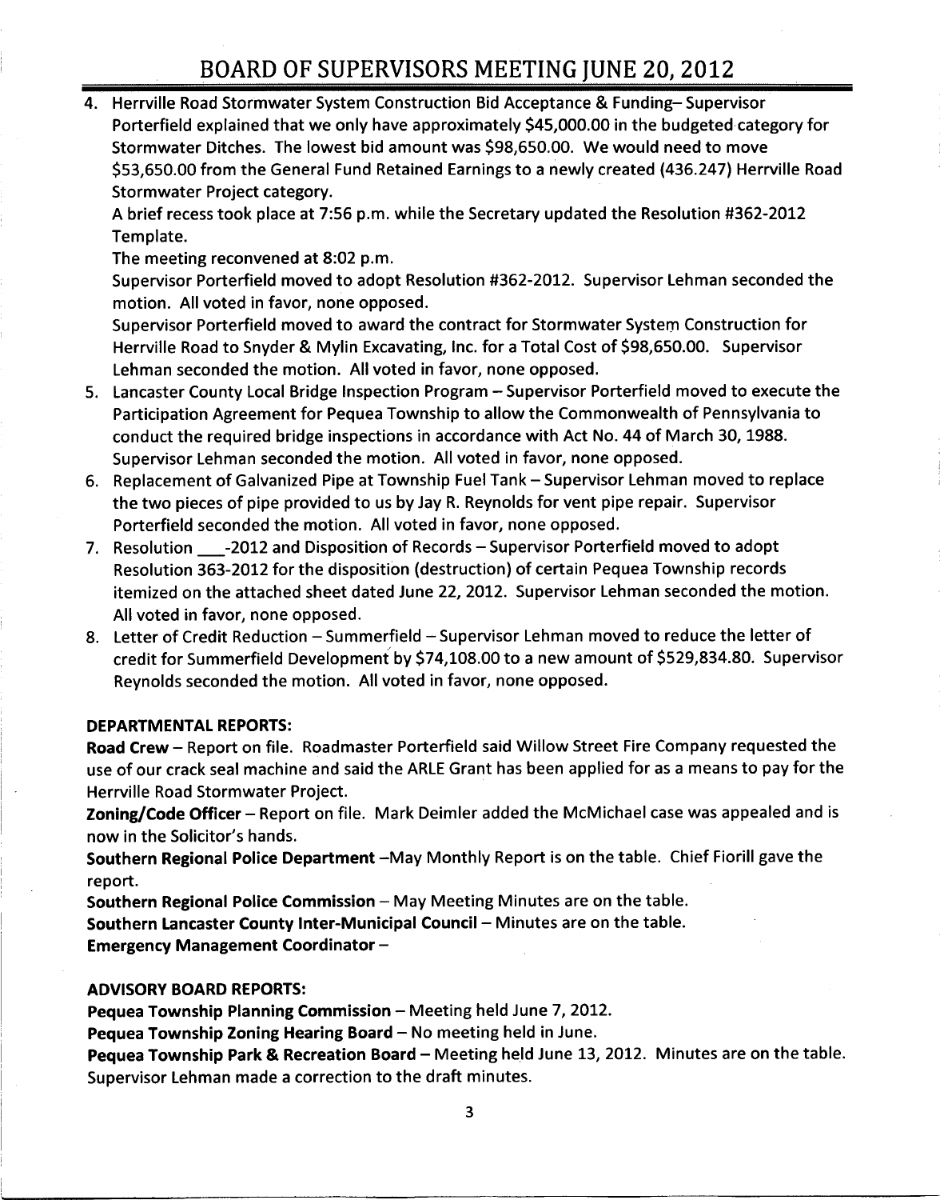# BOARD OF SUPERVISORS MEETING JUNE 20, 2012

4. Herrville Road Stormwater System Construction Bid Acceptance & Funding– Supervisor Porterfield explained that we only have approximately $45,000.00 in the budgeted category for Stormwater Ditches. The lowest bid amount was $98,650.00. We would need to move $53,650.00 from the General Fund Retained Earnings to a newly created (436.247) Herrville Road Stormwater Project category.

   A brief recess took place at 7:56 p.m. while the Secretary updated the Resolution #362-2012 Template.

   The meeting reconvened at 8:02 p.m.

   Supervisor Porterfield moved to adopt Resolution #362-2012. Supervisor Lehman seconded the motion. All voted in favor, none opposed.

   Supervisor Porterfield moved to award the contract for Stormwater System Construction for Herrville Road to Snyder & Mylin Excavating, Inc. for a Total Cost of $98,650.00. Supervisor Lehman seconded the motion. All voted in favor, none opposed.

5. Lancaster County Local Bridge Inspection Program – Supervisor Porterfield moved to execute the Participation Agreement for Pequea Township to allow the Commonwealth of Pennsylvania to conduct the required bridge inspections in accordance with Act No. 44 of March 30, 1988. Supervisor Lehman seconded the motion. All voted in favor, none opposed.

6. Replacement of Galvanized Pipe at Township Fuel Tank – Supervisor Lehman moved to replace the two pieces of pipe provided to us by Jay R. Reynolds for vent pipe repair. Supervisor Porterfield seconded the motion. All voted in favor, none opposed.

7. Resolution ___-2012 and Disposition of Records – Supervisor Porterfield moved to adopt Resolution 363-2012 for the disposition (destruction) of certain Pequea Township records itemized on the attached sheet dated June 22, 2012. Supervisor Lehman seconded the motion. All voted in favor, none opposed.

8. Letter of Credit Reduction – Summerfield – Supervisor Lehman moved to reduce the letter of credit for Summerfield Development by $74,108.00 to a new amount of $529,834.80. Supervisor Reynolds seconded the motion. All voted in favor, none opposed.

**DEPARTMENTAL REPORTS:**

**Road Crew** – Report on file. Roadmaster Porterfield said Willow Street Fire Company requested the use of our crack seal machine and said the ARLE Grant has been applied for as a means to pay for the Herrville Road Stormwater Project.

**Zoning/Code Officer** – Report on file. Mark Deimler added the McMichael case was appealed and is now in the Solicitor's hands.

**Southern Regional Police Department** –May Monthly Report is on the table. Chief Fiorill gave the report.

**Southern Regional Police Commission** – May Meeting Minutes are on the table.

**Southern Lancaster County Inter-Municipal Council** – Minutes are on the table.

**Emergency Management Coordinator** –

**ADVISORY BOARD REPORTS:**

**Pequea Township Planning Commission** – Meeting held June 7, 2012.

**Pequea Township Zoning Hearing Board** – No meeting held in June.

**Pequea Township Park & Recreation Board** – Meeting held June 13, 2012. Minutes are on the table. Supervisor Lehman made a correction to the draft minutes.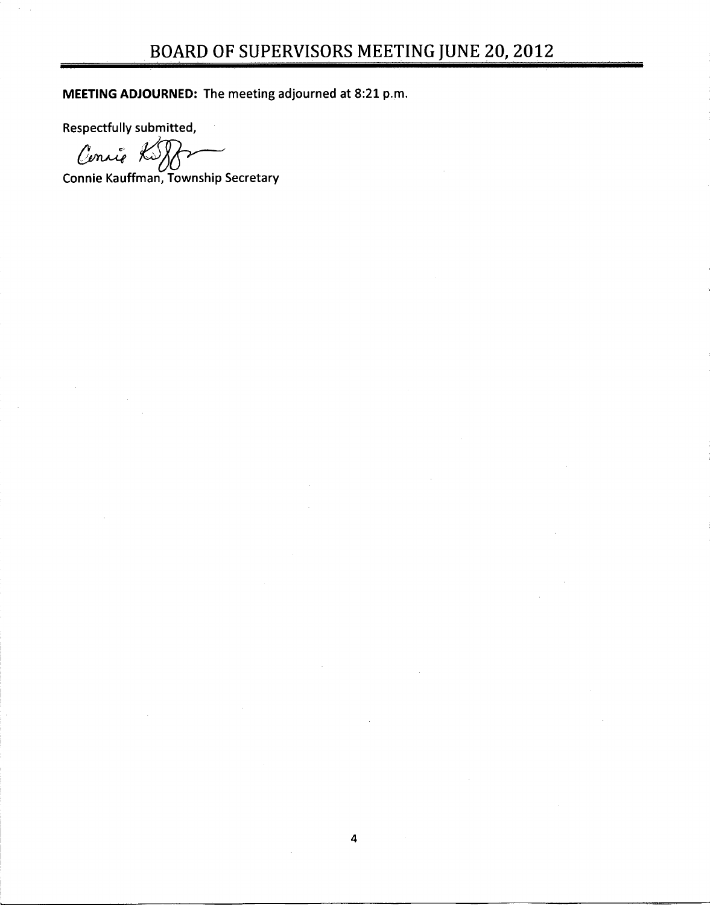**MEETING ADJOURNED:** The meeting adjourned at 8:21 p.m.

Respectfully submitted,

Connie Kauffman, Township Secretary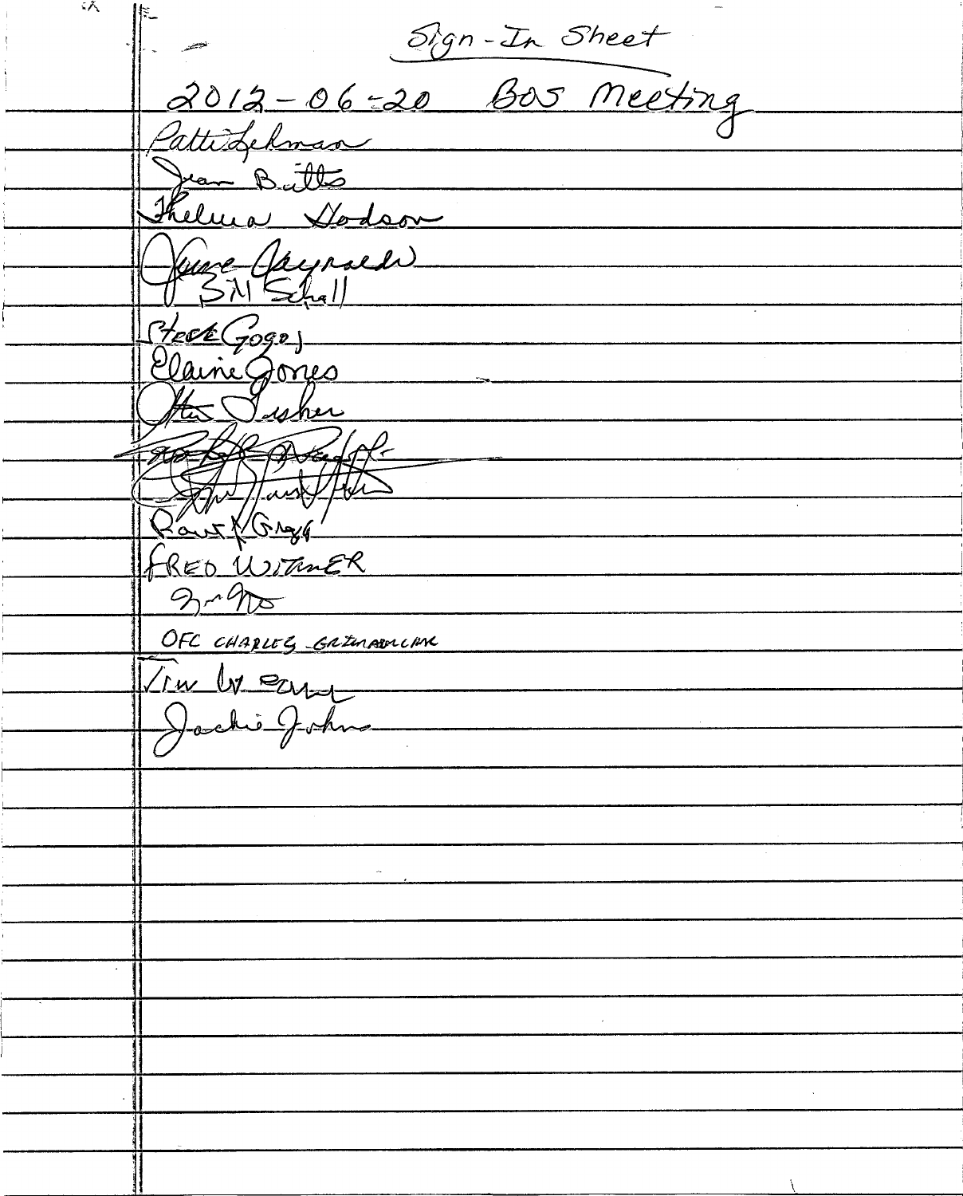# Sign-In Sheet

2012-06-20 BOS Meeting

Pattie Lehman

Jean Butts

Thelma Hodson

June Reynolds

Bill Schall

Steve Gogoj

Elaine Jones

Stan Fisher

Ralph ...

... 

Rout K Gregg

FRED WITMER

...

OFC CHARLES GRZENDABLIAN

Tim W...

Jackie Johns